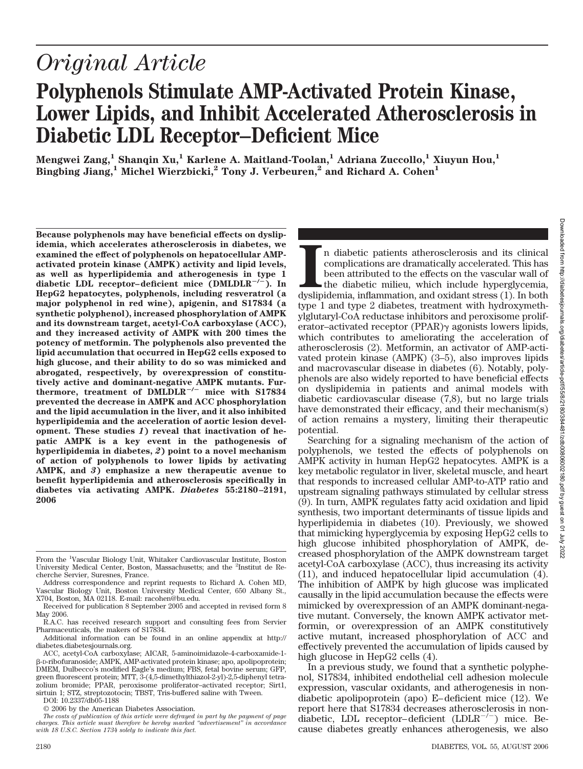# Original Article

# Polyphenols Stimulate AMP-Activated Protein Kinase, Lower Lipids, and Inhibit Accelerated Atherosclerosis in Diabetic LDL Receptor–Deficient Mice

**Mengwei Zang,[1] Shanqin Xu,[1] Karlene A. Maitland-Toolan,[1] Adriana Zuccollo,[1] Xiuyun Hou,[1] Bingbing Jiang,[1] Michel Wierzbicki,[2] Tony J. Verbeuren,[2] and Richard A. Cohen[1]**

**Because polyphenols may have beneficial effects on dyslipidemia, which accelerates atherosclerosis in diabetes, we examined the effect of polyphenols on hepatocellular AMP-activated protein kinase (AMPK) activity and lipid levels, as well as hyperlipidemia and atherogenesis in type 1 diabetic LDL receptor–deficient mice (DMLDLR$^{-/-}$). In HepG2 hepatocytes, polyphenols, including resveratrol (a major polyphenol in red wine), apigenin, and S17834 (a synthetic polyphenol), increased phosphorylation of AMPK and its downstream target, acetyl-CoA carboxylase (ACC), and they increased activity of AMPK with 200 times the potency of metformin. The polyphenols also prevented the lipid accumulation that occurred in HepG2 cells exposed to high glucose, and their ability to do so was mimicked and abrogated, respectively, by overexpression of constitutively active and dominant-negative AMPK mutants. Furthermore, treatment of DMLDLR$^{-/-}$ mice with S17834 prevented the decrease in AMPK and ACC phosphorylation and the lipid accumulation in the liver, and it also inhibited hyperlipidemia and the acceleration of aortic lesion development. These studies *1*) reveal that inactivation of hepatic AMPK is a key event in the pathogenesis of hyperlipidemia in diabetes, *2*) point to a novel mechanism of action of polyphenols to lower lipids by activating AMPK, and *3*) emphasize a new therapeutic avenue to benefit hyperlipidemia and atherosclerosis specifically in diabetes via activating AMPK. *Diabetes* 55:2180–2191, 2006**

From the [1]Vascular Biology Unit, Whitaker Cardiovascular Institute, Boston University Medical Center, Boston, Massachusetts; and the [2]Institut de Recherche Servier, Suresnes, France.

Address correspondence and reprint requests to Richard A. Cohen MD, Vascular Biology Unit, Boston University Medical Center, 650 Albany St., X704, Boston, MA 02118. E-mail: racohen@bu.edu.

Received for publication 8 September 2005 and accepted in revised form 8 May 2006.

R.A.C. has received research support and consulting fees from Servier Pharmaceuticals, the makers of S17834.

Additional information can be found in an online appendix at http://diabetes.diabetesjournals.org.

ACC, acetyl-CoA carboxylase; AICAR, 5-aminoimidazole-4-carboxamide-1-β-D-ribofuranoside; AMPK, AMP-activated protein kinase; apo, apolipoprotein; DMEM, Dulbecco's modified Eagle's medium; FBS, fetal bovine serum; GFP, green fluorescent protein; MTT, 3-(4,5-dimethylthiazol-2-yl)-2,5-diphenyl tetrazolium bromide; PPAR, peroxisome proliferator–activated receptor; Sirt1, sirtuin 1; STZ, streptozotocin; TBST, Tris-buffered saline with Tween.

DOI: 10.2337/db05-1188

© 2006 by the American Diabetes Association.

*The costs of publication of this article were defrayed in part by the payment of page charges. This article must therefore be hereby marked "advertisement" in accordance with 18 U.S.C. Section 1734 solely to indicate this fact.*

In diabetic patients atherosclerosis and its clinical complications are dramatically accelerated. This has been attributed to the effects on the vascular wall of the diabetic milieu, which include hyperglycemia, dyslipidemia, inflammation, and oxidant stress (1). In both type 1 and type 2 diabetes, treatment with hydroxymethylglutaryl-CoA reductase inhibitors and peroxisome proliferator–activated receptor (PPAR)γ agonists lowers lipids, which contributes to ameliorating the acceleration of atherosclerosis (2). Metformin, an activator of AMP-activated protein kinase (AMPK) (3–5), also improves lipids and macrovascular disease in diabetes (6). Notably, polyphenols are also widely reported to have beneficial effects on dyslipidemia in patients and animal models with diabetic cardiovascular disease (7,8), but no large trials have demonstrated their efficacy, and their mechanism(s) of action remains a mystery, limiting their therapeutic potential.

Searching for a signaling mechanism of the action of polyphenols, we tested the effects of polyphenols on AMPK activity in human HepG2 hepatocytes. AMPK is a key metabolic regulator in liver, skeletal muscle, and heart that responds to increased cellular AMP-to-ATP ratio and upstream signaling pathways stimulated by cellular stress (9). In turn, AMPK regulates fatty acid oxidation and lipid synthesis, two important determinants of tissue lipids and hyperlipidemia in diabetes (10). Previously, we showed that mimicking hyperglycemia by exposing HepG2 cells to high glucose inhibited phosphorylation of AMPK, decreased phosphorylation of the AMPK downstream target acetyl-CoA carboxylase (ACC), thus increasing its activity (11), and induced hepatocellular lipid accumulation (4). The inhibition of AMPK by high glucose was implicated causally in the lipid accumulation because the effects were mimicked by overexpression of an AMPK dominant-negative mutant. Conversely, the known AMPK activator metformin, or overexpression of an AMPK constitutively active mutant, increased phosphorylation of ACC and effectively prevented the accumulation of lipids caused by high glucose in HepG2 cells (4).

In a previous study, we found that a synthetic polyphenol, S17834, inhibited endothelial cell adhesion molecule expression, vascular oxidants, and atherogenesis in nondiabetic apolipoprotein (apo) E–deficient mice (12). We report here that S17834 decreases atherosclerosis in nondiabetic, LDL receptor–deficient (LDLR$^{-/-}$) mice. Because diabetes greatly enhances atherogenesis, we also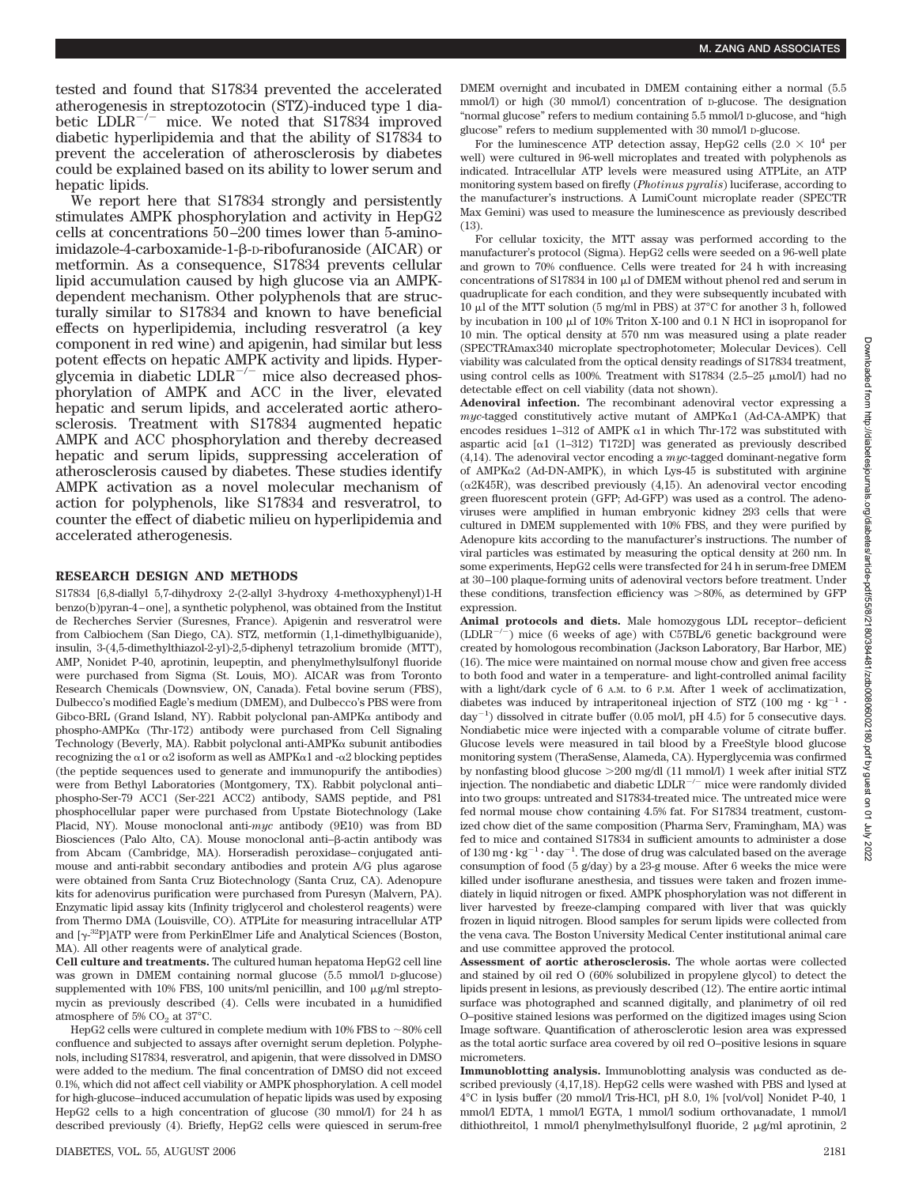tested and found that S17834 prevented the accelerated atherogenesis in streptozotocin (STZ)-induced type 1 diabetic $LDLR^{-/-}$ mice. We noted that S17834 improved diabetic hyperlipidemia and that the ability of S17834 to prevent the acceleration of atherosclerosis by diabetes could be explained based on its ability to lower serum and hepatic lipids.

We report here that S17834 strongly and persistently stimulates AMPK phosphorylation and activity in HepG2 cells at concentrations 50–200 times lower than 5-aminoimidazole-4-carboxamide-1-β-D-ribofuranoside (AICAR) or metformin. As a consequence, S17834 prevents cellular lipid accumulation caused by high glucose via an AMPK-dependent mechanism. Other polyphenols that are structurally similar to S17834 and known to have beneficial effects on hyperlipidemia, including resveratrol (a key component in red wine) and apigenin, had similar but less potent effects on hepatic AMPK activity and lipids. Hyperglycemia in diabetic $LDLR^{-/-}$ mice also decreased phosphorylation of AMPK and ACC in the liver, elevated hepatic and serum lipids, and accelerated aortic atherosclerosis. Treatment with S17834 augmented hepatic AMPK and ACC phosphorylation and thereby decreased hepatic and serum lipids, suppressing acceleration of atherosclerosis caused by diabetes. These studies identify AMPK activation as a novel molecular mechanism of action for polyphenols, like S17834 and resveratrol, to counter the effect of diabetic milieu on hyperlipidemia and accelerated atherogenesis.

## RESEARCH DESIGN AND METHODS

S17834 [6,8-diallyl 5,7-dihydroxy 2-(2-allyl 3-hydroxy 4-methoxyphenyl)1-H benzo(b)pyran-4–one], a synthetic polyphenol, was obtained from the Institut de Recherches Servier (Suresnes, France). Apigenin and resveratrol were from Calbiochem (San Diego, CA). STZ, metformin (1,1-dimethylbiguanide), insulin, 3-(4,5-dimethylthiazol-2-yl)-2,5-diphenyl tetrazolium bromide (MTT), AMP, Nonidet P-40, aprotinin, leupeptin, and phenylmethylsulfonyl fluoride were purchased from Sigma (St. Louis, MO). AICAR was from Toronto Research Chemicals (Downsview, ON, Canada). Fetal bovine serum (FBS), Dulbecco's modified Eagle's medium (DMEM), and Dulbecco's PBS were from Gibco-BRL (Grand Island, NY). Rabbit polyclonal pan-AMPKα antibody and phospho-AMPKα (Thr-172) antibody were purchased from Cell Signaling Technology (Beverly, MA). Rabbit polyclonal anti-AMPKα subunit antibodies recognizing the α1 or α2 isoform as well as AMPKα1 and -α2 blocking peptides (the peptide sequences used to generate and immunopurify the antibodies) were from Bethyl Laboratories (Montgomery, TX). Rabbit polyclonal anti–phospho-Ser-79 ACC1 (Ser-221 ACC2) antibody, SAMS peptide, and P81 phosphocellular paper were purchased from Upstate Biotechnology (Lake Placid, NY). Mouse monoclonal anti-*myc* antibody (9E10) was from BD Biosciences (Palo Alto, CA). Mouse monoclonal anti–β-actin antibody was from Abcam (Cambridge, MA). Horseradish peroxidase–conjugated anti-mouse and anti-rabbit secondary antibodies and protein A/G plus agarose were obtained from Santa Cruz Biotechnology (Santa Cruz, CA). Adenopure kits for adenovirus purification were purchased from Puresyn (Malvern, PA). Enzymatic lipid assay kits (Infinity triglycerol and cholesterol reagents) were from Thermo DMA (Louisville, CO). ATPLite for measuring intracellular ATP and [$\gamma$-$^{32}$P]ATP were from PerkinElmer Life and Analytical Sciences (Boston, MA). All other reagents were of analytical grade.

**Cell culture and treatments.** The cultured human hepatoma HepG2 cell line was grown in DMEM containing normal glucose (5.5 mmol/l D-glucose) supplemented with 10% FBS, 100 units/ml penicillin, and 100 μg/ml streptomycin as previously described (4). Cells were incubated in a humidified atmosphere of 5% $CO_2$ at 37°C.

HepG2 cells were cultured in complete medium with 10% FBS to ~80% cell confluence and subjected to assays after overnight serum depletion. Polyphenols, including S17834, resveratrol, and apigenin, that were dissolved in DMSO were added to the medium. The final concentration of DMSO did not exceed 0.1%, which did not affect cell viability or AMPK phosphorylation. A cell model for high-glucose–induced accumulation of hepatic lipids was used by exposing HepG2 cells to a high concentration of glucose (30 mmol/l) for 24 h as described previously (4). Briefly, HepG2 cells were quiesced in serum-free DMEM overnight and incubated in DMEM containing either a normal (5.5 mmol/l) or high (30 mmol/l) concentration of D-glucose. The designation "normal glucose" refers to medium containing 5.5 mmol/l D-glucose, and "high glucose" refers to medium supplemented with 30 mmol/l D-glucose.

For the luminescence ATP detection assay, HepG2 cells ($2.0 \times 10^4$ per well) were cultured in 96-well microplates and treated with polyphenols as indicated. Intracellular ATP levels were measured using ATPLite, an ATP monitoring system based on firefly (*Photinus pyralis*) luciferase, according to the manufacturer's instructions. A LumiCount microplate reader (SPECTR Max Gemini) was used to measure the luminescence as previously described (13).

For cellular toxicity, the MTT assay was performed according to the manufacturer's protocol (Sigma). HepG2 cells were seeded on a 96-well plate and grown to 70% confluence. Cells were treated for 24 h with increasing concentrations of S17834 in 100 μl of DMEM without phenol red and serum in quadruplicate for each condition, and they were subsequently incubated with 10 μl of the MTT solution (5 mg/ml in PBS) at 37°C for another 3 h, followed by incubation in 100 μl of 10% Triton X-100 and 0.1 N HCl in isopropanol for 10 min. The optical density at 570 nm was measured using a plate reader (SPECTRAmax340 microplate spectrophotometer; Molecular Devices). Cell viability was calculated from the optical density readings of S17834 treatment, using control cells as 100%. Treatment with S17834 (2.5–25 μmol/l) had no detectable effect on cell viability (data not shown).

**Adenoviral infection.** The recombinant adenoviral vector expressing a *myc*-tagged constitutively active mutant of AMPKα1 (Ad-CA-AMPK) that encodes residues 1–312 of AMPK α1 in which Thr-172 was substituted with aspartic acid [α1 (1–312) T172D] was generated as previously described (4,14). The adenoviral vector encoding a *myc*-tagged dominant-negative form of AMPKα2 (Ad-DN-AMPK), in which Lys-45 is substituted with arginine (α2K45R), was described previously (4,15). An adenoviral vector encoding green fluorescent protein (GFP; Ad-GFP) was used as a control. The adenoviruses were amplified in human embryonic kidney 293 cells that were cultured in DMEM supplemented with 10% FBS, and they were purified by Adenopure kits according to the manufacturer's instructions. The number of viral particles was estimated by measuring the optical density at 260 nm. In some experiments, HepG2 cells were transfected for 24 h in serum-free DMEM at 30–100 plaque-forming units of adenoviral vectors before treatment. Under these conditions, transfection efficiency was >80%, as determined by GFP expression.

**Animal protocols and diets.** Male homozygous LDL receptor–deficient ($LDLR^{-/-}$) mice (6 weeks of age) with C57BL/6 genetic background were created by homologous recombination (Jackson Laboratory, Bar Harbor, ME) (16). The mice were maintained on normal mouse chow and given free access to both food and water in a temperature- and light-controlled animal facility with a light/dark cycle of 6 A.M. to 6 P.M. After 1 week of acclimatization, diabetes was induced by intraperitoneal injection of STZ (100 mg · $kg^{-1}$ · $day^{-1}$) dissolved in citrate buffer (0.05 mol/l, pH 4.5) for 5 consecutive days. Nondiabetic mice were injected with a comparable volume of citrate buffer. Glucose levels were measured in tail blood by a FreeStyle blood glucose monitoring system (TheraSense, Alameda, CA). Hyperglycemia was confirmed by nonfasting blood glucose >200 mg/dl (11 mmol/l) 1 week after initial STZ injection. The nondiabetic and diabetic $LDLR^{-/-}$ mice were randomly divided into two groups: untreated and S17834-treated mice. The untreated mice were fed normal mouse chow containing 4.5% fat. For S17834 treatment, customized chow diet of the same composition (Pharma Serv, Framingham, MA) was fed to mice and contained S17834 in sufficient amounts to administer a dose of 130 mg · $kg^{-1}$ · $day^{-1}$. The dose of drug was calculated based on the average consumption of food (5 g/day) by a 23-g mouse. After 6 weeks the mice were killed under isoflurane anesthesia, and tissues were taken and frozen immediately in liquid nitrogen or fixed. AMPK phosphorylation was not different in liver harvested by freeze-clamping compared with liver that was quickly frozen in liquid nitrogen. Blood samples for serum lipids were collected from the vena cava. The Boston University Medical Center institutional animal care and use committee approved the protocol.

**Assessment of aortic atherosclerosis.** The whole aortas were collected and stained by oil red O (60% solubilized in propylene glycol) to detect the lipids present in lesions, as previously described (12). The entire aortic intimal surface was photographed and scanned digitally, and planimetry of oil red O–positive stained lesions was performed on the digitized images using Scion Image software. Quantification of atherosclerotic lesion area was expressed as the total aortic surface area covered by oil red O–positive lesions in square micrometers.

**Immunoblotting analysis.** Immunoblotting analysis was conducted as described previously (4,17,18). HepG2 cells were washed with PBS and lysed at 4°C in lysis buffer (20 mmol/l Tris-HCl, pH 8.0, 1% [vol/vol] Nonidet P-40, 1 mmol/l EDTA, 1 mmol/l EGTA, 1 mmol/l sodium orthovanadate, 1 mmol/l dithiothreitol, 1 mmol/l phenylmethylsulfonyl fluoride, 2 μg/ml aprotinin, 2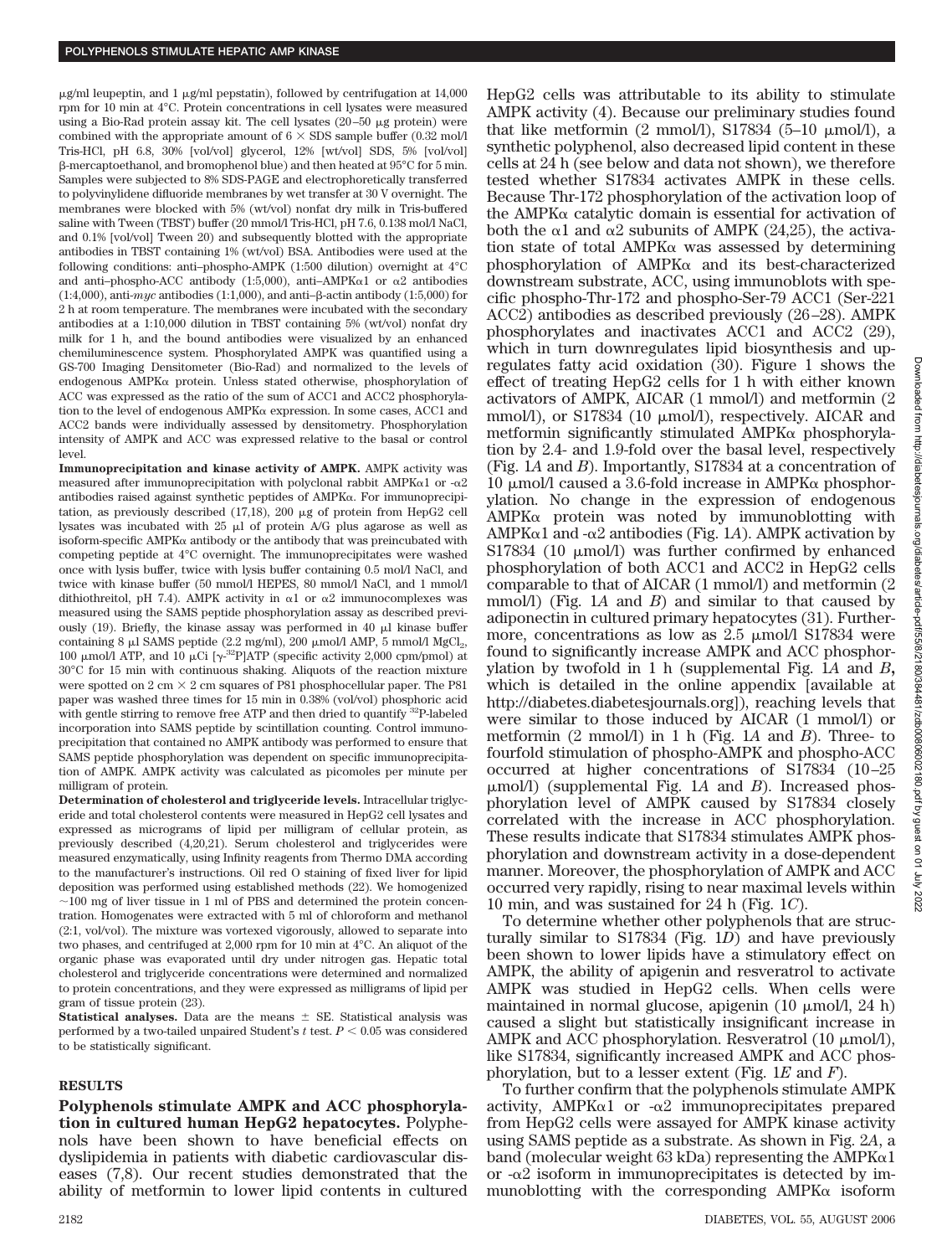μg/ml leupeptin, and 1 μg/ml pepstatin), followed by centrifugation at 14,000 rpm for 10 min at 4°C. Protein concentrations in cell lysates were measured using a Bio-Rad protein assay kit. The cell lysates (20–50 μg protein) were combined with the appropriate amount of 6 × SDS sample buffer (0.32 mol/l Tris-HCl, pH 6.8, 30% [vol/vol] glycerol, 12% [wt/vol] SDS, 5% [vol/vol] β-mercaptoethanol, and bromophenol blue) and then heated at 95°C for 5 min. Samples were subjected to 8% SDS-PAGE and electrophoretically transferred to polyvinylidene difluoride membranes by wet transfer at 30 V overnight. The membranes were blocked with 5% (wt/vol) nonfat dry milk in Tris-buffered saline with Tween (TBST) buffer (20 mmol/l Tris-HCl, pH 7.6, 0.138 mol/l NaCl, and 0.1% [vol/vol] Tween 20) and subsequently blotted with the appropriate antibodies in TBST containing 1% (wt/vol) BSA. Antibodies were used at the following conditions: anti–phospho-AMPK (1:500 dilution) overnight at 4°C and anti–phospho-ACC antibody (1:5,000), anti–AMPKα1 or α2 antibodies (1:4,000), anti-*myc* antibodies (1:1,000), and anti–β-actin antibody (1:5,000) for 2 h at room temperature. The membranes were incubated with the secondary antibodies at a 1:10,000 dilution in TBST containing 5% (wt/vol) nonfat dry milk for 1 h, and the bound antibodies were visualized by an enhanced chemiluminescence system. Phosphorylated AMPK was quantified using a GS-700 Imaging Densitometer (Bio-Rad) and normalized to the levels of endogenous AMPKα protein. Unless stated otherwise, phosphorylation of ACC was expressed as the ratio of the sum of ACC1 and ACC2 phosphorylation to the level of endogenous AMPKα expression. In some cases, ACC1 and ACC2 bands were individually assessed by densitometry. Phosphorylation intensity of AMPK and ACC was expressed relative to the basal or control level.

**Immunoprecipitation and kinase activity of AMPK.** AMPK activity was measured after immunoprecipitation with polyclonal rabbit AMPKα1 or -α2 antibodies raised against synthetic peptides of AMPKα. For immunoprecipitation, as previously described (17,18), 200 μg of protein from HepG2 cell lysates was incubated with 25 μl of protein A/G plus agarose as well as isoform-specific AMPKα antibody or the antibody that was preincubated with competing peptide at 4°C overnight. The immunoprecipitates were washed once with lysis buffer, twice with lysis buffer containing 0.5 mol/l NaCl, and twice with kinase buffer (50 mmol/l HEPES, 80 mmol/l NaCl, and 1 mmol/l dithiothreitol, pH 7.4). AMPK activity in α1 or α2 immunocomplexes was measured using the SAMS peptide phosphorylation assay as described previously (19). Briefly, the kinase assay was performed in 40 μl kinase buffer containing 8 μl SAMS peptide (2.2 mg/ml), 200 μmol/l AMP, 5 mmol/l $MgCl_2$, 100 μmol/l ATP, and 10 μCi [γ-$^{32}$P]ATP (specific activity 2,000 cpm/pmol) at 30°C for 15 min with continuous shaking. Aliquots of the reaction mixture were spotted on 2 cm × 2 cm squares of P81 phosphocellular paper. The P81 paper was washed three times for 15 min in 0.38% (vol/vol) phosphoric acid with gentle stirring to remove free ATP and then dried to quantify $^{32}$P-labeled incorporation into SAMS peptide by scintillation counting. Control immunoprecipitation that contained no AMPK antibody was performed to ensure that SAMS peptide phosphorylation was dependent on specific immunoprecipitation of AMPK. AMPK activity was calculated as picomoles per minute per milligram of protein.

**Determination of cholesterol and triglyceride levels.** Intracellular triglyceride and total cholesterol contents were measured in HepG2 cell lysates and expressed as micrograms of lipid per milligram of cellular protein, as previously described (4,20,21). Serum cholesterol and triglycerides were measured enzymatically, using Infinity reagents from Thermo DMA according to the manufacturer's instructions. Oil red O staining of fixed liver for lipid deposition was performed using established methods (22). We homogenized ~100 mg of liver tissue in 1 ml of PBS and determined the protein concentration. Homogenates were extracted with 5 ml of chloroform and methanol (2:1, vol/vol). The mixture was vortexed vigorously, allowed to separate into two phases, and centrifuged at 2,000 rpm for 10 min at 4°C. An aliquot of the organic phase was evaporated until dry under nitrogen gas. Hepatic total cholesterol and triglyceride concentrations were determined and normalized to protein concentrations, and they were expressed as milligrams of lipid per gram of tissue protein (23).

**Statistical analyses.** Data are the means ± SE. Statistical analysis was performed by a two-tailed unpaired Student's *t* test. $P < 0.05$ was considered to be statistically significant.

## RESULTS

**Polyphenols stimulate AMPK and ACC phosphorylation in cultured human HepG2 hepatocytes.** Polyphenols have been shown to have beneficial effects on dyslipidemia in patients with diabetic cardiovascular diseases (7,8). Our recent studies demonstrated that the ability of metformin to lower lipid contents in cultured HepG2 cells was attributable to its ability to stimulate AMPK activity (4). Because our preliminary studies found that like metformin (2 mmol/l), S17834 (5–10 μmol/l), a synthetic polyphenol, also decreased lipid content in these cells at 24 h (see below and data not shown), we therefore tested whether S17834 activates AMPK in these cells. Because Thr-172 phosphorylation of the activation loop of the AMPKα catalytic domain is essential for activation of both the α1 and α2 subunits of AMPK (24,25), the activation state of total AMPKα was assessed by determining phosphorylation of AMPKα and its best-characterized downstream substrate, ACC, using immunoblots with specific phospho-Thr-172 and phospho-Ser-79 ACC1 (Ser-221 ACC2) antibodies as described previously (26–28). AMPK phosphorylates and inactivates ACC1 and ACC2 (29), which in turn downregulates lipid biosynthesis and upregulates fatty acid oxidation (30). Figure 1 shows the effect of treating HepG2 cells for 1 h with either known activators of AMPK, AICAR (1 mmol/l) and metformin (2 mmol/l), or S17834 (10 μmol/l), respectively. AICAR and metformin significantly stimulated AMPKα phosphorylation by 2.4- and 1.9-fold over the basal level, respectively (Fig. 1*A* and *B*). Importantly, S17834 at a concentration of 10 μmol/l caused a 3.6-fold increase in AMPKα phosphorylation. No change in the expression of endogenous AMPKα protein was noted by immunoblotting with AMPKα1 and -α2 antibodies (Fig. 1*A*). AMPK activation by S17834 (10 μmol/l) was further confirmed by enhanced phosphorylation of both ACC1 and ACC2 in HepG2 cells comparable to that of AICAR (1 mmol/l) and metformin (2 mmol/l) (Fig. 1*A* and *B*) and similar to that caused by adiponectin in cultured primary hepatocytes (31). Furthermore, concentrations as low as 2.5 μmol/l S17834 were found to significantly increase AMPK and ACC phosphorylation by twofold in 1 h (supplemental Fig. 1*A* and *B***,** which is detailed in the online appendix [available at http://diabetes.diabetesjournals.org]), reaching levels that were similar to those induced by AICAR (1 mmol/l) or metformin (2 mmol/l) in 1 h (Fig. 1*A* and *B*). Three- to fourfold stimulation of phospho-AMPK and phospho-ACC occurred at higher concentrations of S17834 (10–25 μmol/l) (supplemental Fig. 1*A* and *B*). Increased phosphorylation level of AMPK caused by S17834 closely correlated with the increase in ACC phosphorylation. These results indicate that S17834 stimulates AMPK phosphorylation and downstream activity in a dose-dependent manner. Moreover, the phosphorylation of AMPK and ACC occurred very rapidly, rising to near maximal levels within 10 min, and was sustained for 24 h (Fig. 1*C*).

To determine whether other polyphenols that are structurally similar to S17834 (Fig. 1*D*) and have previously been shown to lower lipids have a stimulatory effect on AMPK, the ability of apigenin and resveratrol to activate AMPK was studied in HepG2 cells. When cells were maintained in normal glucose, apigenin (10 μmol/l, 24 h) caused a slight but statistically insignificant increase in AMPK and ACC phosphorylation. Resveratrol (10 μmol/l), like S17834, significantly increased AMPK and ACC phosphorylation, but to a lesser extent (Fig. 1*E* and *F*).

To further confirm that the polyphenols stimulate AMPK activity, AMPKα1 or -α2 immunoprecipitates prepared from HepG2 cells were assayed for AMPK kinase activity using SAMS peptide as a substrate. As shown in Fig. 2*A*, a band (molecular weight 63 kDa) representing the AMPKα1 or -α2 isoform in immunoprecipitates is detected by immunoblotting with the corresponding AMPKα isoform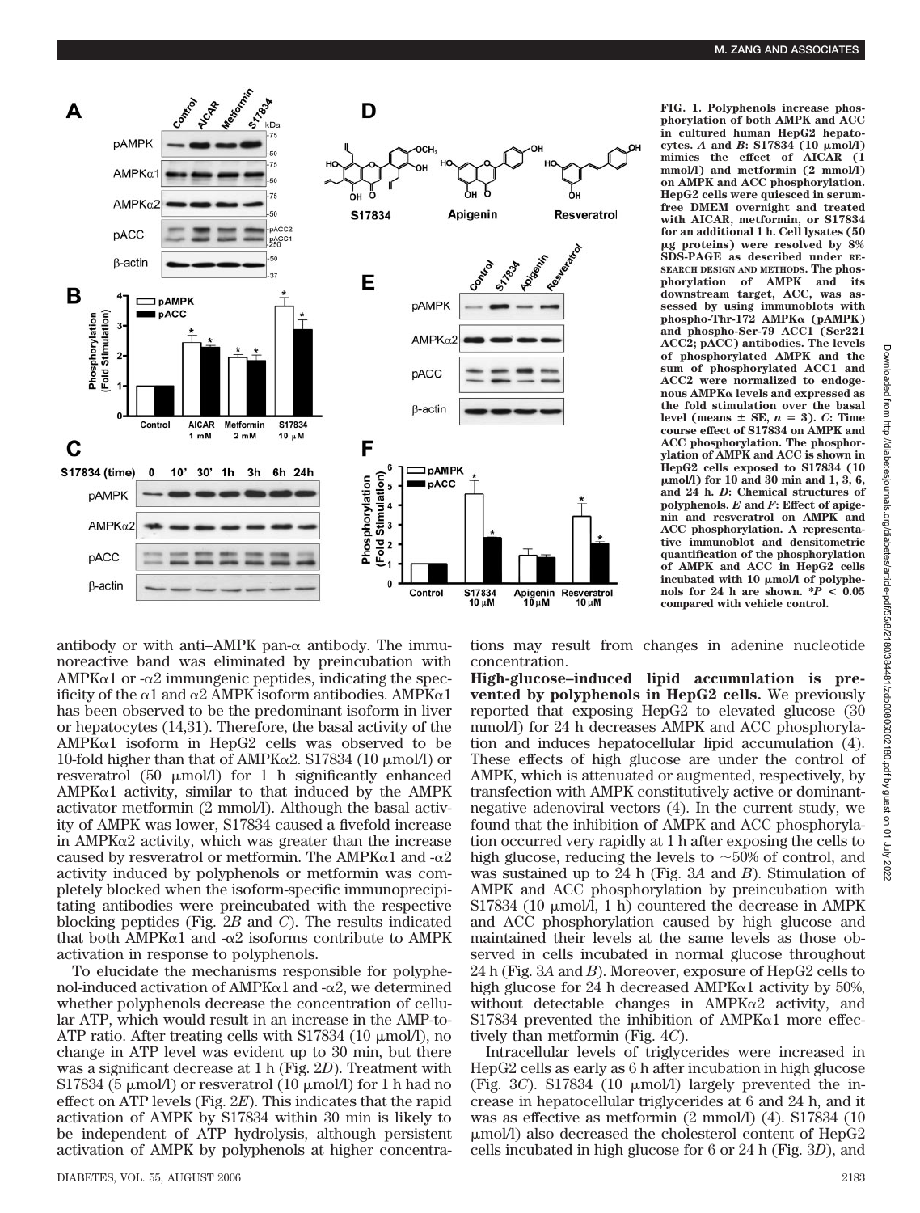**FIG. 1. Polyphenols increase phosphorylation of both AMPK and ACC in cultured human HepG2 hepatocytes.** *A* **and** *B***: S17834 (10 μmol/l) mimics the effect of AICAR (1 mmol/l) and metformin (2 mmol/l) on AMPK and ACC phosphorylation. HepG2 cells were quiesced in serum-free DMEM overnight and treated with AICAR, metformin, or S17834 for an additional 1 h. Cell lysates (50 μg proteins) were resolved by 8% SDS-PAGE as described under RESEARCH DESIGN AND METHODS. The phosphorylation of AMPK and its downstream target, ACC, was assessed by using immunoblots with phospho-Thr-172 AMPKα (pAMPK) and phospho-Ser-79 ACC1 (Ser221 ACC2; pACC) antibodies. The levels of phosphorylated AMPK and the sum of phosphorylated ACC1 and ACC2 were normalized to endogenous AMPKα levels and expressed as the fold stimulation over the basal level (means ± SE, $n = 3$).** *C***: Time course effect of S17834 on AMPK and ACC phosphorylation. The phosphorylation of AMPK and ACC is shown in HepG2 cells exposed to S17834 (10 μmol/l) for 10 and 30 min and 1, 3, 6, and 24 h.** *D***: Chemical structures of polyphenols.** *E* **and** *F***: Effect of apigenin and resveratrol on AMPK and ACC phosphorylation. A representative immunoblot and densitometric quantification of the phosphorylation of AMPK and ACC in HepG2 cells incubated with 10 μmol/l of polyphenols for 24 h are shown. \*$P < 0.05$ compared with vehicle control.**

antibody or with anti–AMPK pan-α antibody. The immunoreactive band was eliminated by preincubation with AMPKα1 or -α2 immungenic peptides, indicating the specificity of the α1 and α2 AMPK isoform antibodies. AMPKα1 has been observed to be the predominant isoform in liver or hepatocytes (14,31). Therefore, the basal activity of the AMPKα1 isoform in HepG2 cells was observed to be 10-fold higher than that of AMPKα2. S17834 (10 μmol/l) or resveratrol (50 μmol/l) for 1 h significantly enhanced AMPKα1 activity, similar to that induced by the AMPK activator metformin (2 mmol/l). Although the basal activity of AMPK was lower, S17834 caused a fivefold increase in AMPKα2 activity, which was greater than the increase caused by resveratrol or metformin. The AMPKα1 and -α2 activity induced by polyphenols or metformin was completely blocked when the isoform-specific immunoprecipitating antibodies were preincubated with the respective blocking peptides (Fig. 2*B* and *C*). The results indicated that both AMPKα1 and -α2 isoforms contribute to AMPK activation in response to polyphenols.

To elucidate the mechanisms responsible for polyphenol-induced activation of AMPKα1 and -α2, we determined whether polyphenols decrease the concentration of cellular ATP, which would result in an increase in the AMP-to-ATP ratio. After treating cells with S17834 (10 μmol/l), no change in ATP level was evident up to 30 min, but there was a significant decrease at 1 h (Fig. 2*D*). Treatment with S17834 (5 μmol/l) or resveratrol (10 μmol/l) for 1 h had no effect on ATP levels (Fig. 2*E*). This indicates that the rapid activation of AMPK by S17834 within 30 min is likely to be independent of ATP hydrolysis, although persistent activation of AMPK by polyphenols at higher concentrations may result from changes in adenine nucleotide concentration.

**High-glucose–induced lipid accumulation is prevented by polyphenols in HepG2 cells.** We previously reported that exposing HepG2 to elevated glucose (30 mmol/l) for 24 h decreases AMPK and ACC phosphorylation and induces hepatocellular lipid accumulation (4). These effects of high glucose are under the control of AMPK, which is attenuated or augmented, respectively, by transfection with AMPK constitutively active or dominant-negative adenoviral vectors (4). In the current study, we found that the inhibition of AMPK and ACC phosphorylation occurred very rapidly at 1 h after exposing the cells to high glucose, reducing the levels to ~50% of control, and was sustained up to 24 h (Fig. 3*A* and *B*). Stimulation of AMPK and ACC phosphorylation by preincubation with S17834 (10 μmol/l, 1 h) countered the decrease in AMPK and ACC phosphorylation caused by high glucose and maintained their levels at the same levels as those observed in cells incubated in normal glucose throughout 24 h (Fig. 3*A* and *B*). Moreover, exposure of HepG2 cells to high glucose for 24 h decreased AMPKα1 activity by 50%, without detectable changes in AMPKα2 activity, and S17834 prevented the inhibition of AMPKα1 more effectively than metformin (Fig. 4*C*).

Intracellular levels of triglycerides were increased in HepG2 cells as early as 6 h after incubation in high glucose (Fig. 3*C*). S17834 (10 μmol/l) largely prevented the increase in hepatocellular triglycerides at 6 and 24 h, and it was as effective as metformin (2 mmol/l) (4). S17834 (10 μmol/l) also decreased the cholesterol content of HepG2 cells incubated in high glucose for 6 or 24 h (Fig. 3*D*), and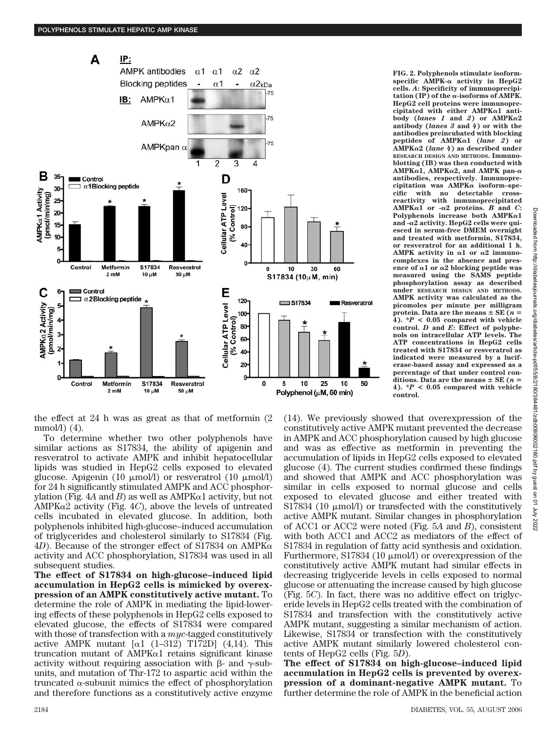**FIG. 2. Polyphenols stimulate isoform-specific AMPK-α activity in HepG2 cells.** ***A*: Specificity of immunoprecipitation (IP) of the α-isoforms of AMPK.** HepG2 cell proteins were immunoprecipitated with either AMPKα1 antibody (*lanes 1* and *2*) or AMPKα2 antibody (*lanes 3* and *4*) or with the antibodies preincubated with blocking peptides of AMPKα1 (*lane 2*) or AMPKα2 (*lane 4*) as described under RESEARCH DESIGN AND METHODS. Immunoblotting (IB) was then conducted with AMPKα1, AMPKα2, and AMPK pan-α antibodies, respectively. Immunoprecipitation was AMPKα isoform–specific with no detectable cross-reactivity with immunoprecipitated AMPKα1 or -α2 proteins. ***B* and *C*: Polyphenols increase both AMPKα1 and -α2 activity.** HepG2 cells were quiesced in serum-free DMEM overnight and treated with metformin, S17834, or resveratrol for an additional 1 h. AMPK activity in α1 or α2 immunocomplexes in the absence and presence of α1 or α2 blocking peptide was measured using the SAMS peptide phosphorylation assay as described under RESEARCH DESIGN AND METHODS. AMPK activity was calculated as the picomoles per minute per milligram protein. Data are the means ± SE ($n$ = 4). *$P$ < 0.05 compared with vehicle control. ***D* and *E*: Effect of polyphenols on intracellular ATP levels.** The ATP concentrations in HepG2 cells treated with S17834 or resveratrol as indicated were measured by a luciferase-based assay and expressed as a percentage of that under control conditions. Data are the means ± SE ($n$ = 4). *$P$ < 0.05 compared with vehicle control.

the effect at 24 h was as great as that of metformin (2 mmol/l) (4).

To determine whether two other polyphenols have similar actions as S17834, the ability of apigenin and resveratrol to activate AMPK and inhibit hepatocellular lipids was studied in HepG2 cells exposed to elevated glucose. Apigenin (10 μmol/l) or resveratrol (10 μmol/l) for 24 h significantly stimulated AMPK and ACC phosphorylation (Fig. 4*A* and *B*) as well as AMPKα1 activity, but not AMPKα2 activity (Fig. 4*C*), above the levels of untreated cells incubated in elevated glucose. In addition, both polyphenols inhibited high-glucose–induced accumulation of triglycerides and cholesterol similarly to S17834 (Fig. 4*D*). Because of the stronger effect of S17834 on AMPKα activity and ACC phosphorylation, S17834 was used in all subsequent studies.

**The effect of S17834 on high-glucose–induced lipid accumulation in HepG2 cells is mimicked by overexpression of an AMPK constitutively active mutant.** To determine the role of AMPK in mediating the lipid-lowering effects of these polyphenols in HepG2 cells exposed to elevated glucose, the effects of S17834 were compared with those of transfection with a *myc*-tagged constitutively active AMPK mutant [α1 (1–312) T172D] (4,14). This truncation mutant of AMPKα1 retains significant kinase activity without requiring association with β- and γ-subunits, and mutation of Thr-172 to aspartic acid within the truncated α-subunit mimics the effect of phosphorylation and therefore functions as a constitutively active enzyme (14). We previously showed that overexpression of the constitutively active AMPK mutant prevented the decrease in AMPK and ACC phosphorylation caused by high glucose and was as effective as metformin in preventing the accumulation of lipids in HepG2 cells exposed to elevated glucose (4). The current studies confirmed these findings and showed that AMPK and ACC phosphorylation was similar in cells exposed to normal glucose and cells exposed to elevated glucose and either treated with S17834 (10 μmol/l) or transfected with the constitutively active AMPK mutant. Similar changes in phosphorylation of ACC1 or ACC2 were noted (Fig. 5*A* and *B*), consistent with both ACC1 and ACC2 as mediators of the effect of S17834 in regulation of fatty acid synthesis and oxidation. Furthermore, S17834 (10 μmol/l) or overexpression of the constitutively active AMPK mutant had similar effects in decreasing triglyceride levels in cells exposed to normal glucose or attenuating the increase caused by high glucose (Fig. 5*C*). In fact, there was no additive effect on triglyceride levels in HepG2 cells treated with the combination of S17834 and transfection with the constitutively active AMPK mutant, suggesting a similar mechanism of action. Likewise, S17834 or transfection with the constitutively active AMPK mutant similarly lowered cholesterol contents of HepG2 cells (Fig. 5*D*).

**The effect of S17834 on high-glucose–induced lipid accumulation in HepG2 cells is prevented by overexpression of a dominant-negative AMPK mutant.** To further determine the role of AMPK in the beneficial action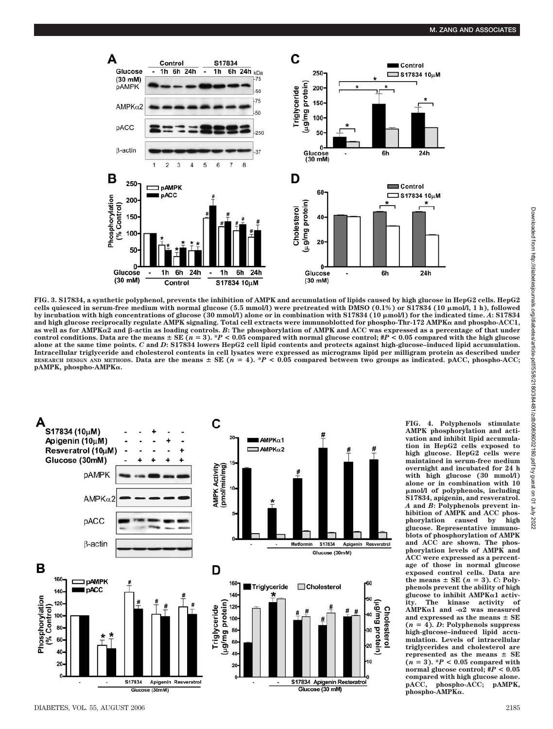FIG. 3. S17834, a synthetic polyphenol, prevents the inhibition of AMPK and accumulation of lipids caused by high glucose in HepG2 cells. HepG2 cells quiesced in serum-free medium with normal glucose (5.5 mmol/l) were pretreated with DMSO (0.1%) or S17834 (10 μmol/l, 1 h), followed by incubation with high concentrations of glucose (30 mmol/l) alone or in combination with S17834 (10 μmol/l) for the indicated time. *A*: S17834 and high glucose reciprocally regulate AMPK signaling. Total cell extracts were immunoblotted for phospho-Thr-172 AMPKα and phospho-ACC1, as well as for AMPKα2 and β-actin as loading controls. *B*: The phosphorylation of AMPK and ACC was expressed as a percentage of that under control conditions. Data are the means ± SE ($n = 3$). *$P < 0.05$ compared with normal glucose control; #$P < 0.05$ compared with the high glucose alone at the same time points. *C* and *D*: S17834 lowers HepG2 cell lipid contents and protects against high-glucose–induced lipid accumulation. Intracellular triglyceride and cholesterol contents in cell lysates were expressed as micrograms lipid per milligram protein as described under RESEARCH DESIGN AND METHODS. Data are the means ± SE ($n = 4$). *$P < 0.05$ compared between two groups as indicated. pACC, phospho-ACC; pAMPK, phospho-AMPKα.

FIG. 4. Polyphenols stimulate AMPK phosphorylation and activation and inhibit lipid accumulation in HepG2 cells exposed to high glucose. HepG2 cells were maintained in serum-free medium overnight and incubated for 24 h with high glucose (30 mmol/l) alone or in combination with 10 μmol/l of polyphenols, including S17834, apigenin, and resveratrol. *A* and *B*: Polyphenols prevent inhibition of AMPK and ACC phosphorylation caused by high glucose. Representative immunoblots of phosphorylation of AMPK and ACC are shown. The phosphorylation levels of AMPK and ACC were expressed as a percentage of those in normal glucose exposed control cells. Data are the means ± SE ($n = 3$). *C*: Polyphenols prevent the ability of high glucose to inhibit AMPKα1 activity. The kinase activity of AMPKα1 and -α2 was measured and expressed as the means ± SE ($n = 4$). *D*: Polyphenols suppress high-glucose–induced lipid accumulation. Levels of intracellular triglycerides and cholesterol are represented as the means ± SE ($n = 3$). *$P < 0.05$ compared with normal glucose control; #$P < 0.05$ compared with high glucose alone. pACC, phospho-ACC; pAMPK, phospho-AMPKα.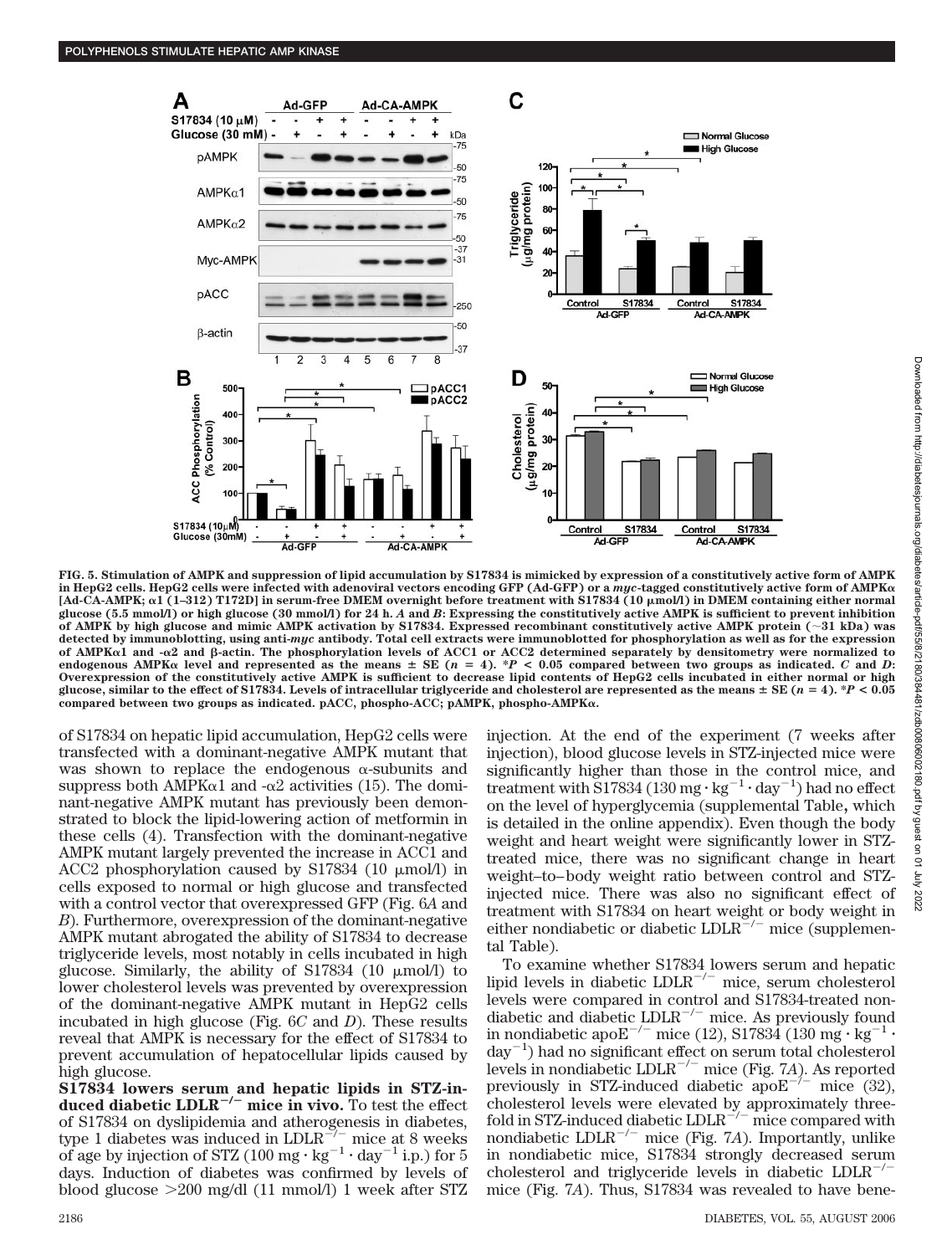**FIG. 5. Stimulation of AMPK and suppression of lipid accumulation by S17834 is mimicked by expression of a constitutively active form of AMPK in HepG2 cells. HepG2 cells were infected with adenoviral vectors encoding GFP (Ad-GFP) or a *myc*-tagged constitutively active form of AMPKα [Ad-CA-AMPK; α1 (1–312) T172D] in serum-free DMEM overnight before treatment with S17834 (10 μmol/l) in DMEM containing either normal glucose (5.5 mmol/l) or high glucose (30 mmol/l) for 24 h. *A* and *B*: Expressing the constitutively active AMPK is sufficient to prevent inhibition of AMPK by high glucose and mimic AMPK activation by S17834. Expressed recombinant constitutively active AMPK protein (~31 kDa) was detected by immunoblotting, using anti-*myc* antibody. Total cell extracts were immunoblotted for phosphorylation as well as for the expression of AMPKα1 and -α2 and β-actin. The phosphorylation levels of ACC1 or ACC2 determined separately by densitometry were normalized to endogenous AMPKα level and represented as the means ± SE (*n* = 4). \*$P < 0.05$ compared between two groups as indicated. *C* and *D*: Overexpression of the constitutively active AMPK is sufficient to decrease lipid contents of HepG2 cells incubated in either normal or high glucose, similar to the effect of S17834. Levels of intracellular triglyceride and cholesterol are represented as the means ± SE (*n* = 4). \*$P < 0.05$ compared between two groups as indicated. pACC, phospho-ACC; pAMPK, phospho-AMPKα.**

of S17834 on hepatic lipid accumulation, HepG2 cells were transfected with a dominant-negative AMPK mutant that was shown to replace the endogenous α-subunits and suppress both AMPKα1 and -α2 activities (15). The dominant-negative AMPK mutant has previously been demonstrated to block the lipid-lowering action of metformin in these cells (4). Transfection with the dominant-negative AMPK mutant largely prevented the increase in ACC1 and ACC2 phosphorylation caused by S17834 (10 μmol/l) in cells exposed to normal or high glucose and transfected with a control vector that overexpressed GFP (Fig. 6*A* and *B*). Furthermore, overexpression of the dominant-negative AMPK mutant abrogated the ability of S17834 to decrease triglyceride levels, most notably in cells incubated in high glucose. Similarly, the ability of S17834 (10 μmol/l) to lower cholesterol levels was prevented by overexpression of the dominant-negative AMPK mutant in HepG2 cells incubated in high glucose (Fig. 6*C* and *D*). These results reveal that AMPK is necessary for the effect of S17834 to prevent accumulation of hepatocellular lipids caused by high glucose.

**S17834 lowers serum and hepatic lipids in STZ-induced diabetic $LDLR^{-/-}$ mice in vivo.** To test the effect of S17834 on dyslipidemia and atherogenesis in diabetes, type 1 diabetes was induced in $LDLR^{-/-}$ mice at 8 weeks of age by injection of STZ ($100\ mg \cdot kg^{-1} \cdot day^{-1}$ i.p.) for 5 days. Induction of diabetes was confirmed by levels of blood glucose >200 mg/dl (11 mmol/l) 1 week after STZ injection. At the end of the experiment (7 weeks after injection), blood glucose levels in STZ-injected mice were significantly higher than those in the control mice, and treatment with S17834 ($130\ mg \cdot kg^{-1} \cdot day^{-1}$) had no effect on the level of hyperglycemia (supplemental Table, which is detailed in the online appendix). Even though the body weight and heart weight were significantly lower in STZ-treated mice, there was no significant change in heart weight–to–body weight ratio between control and STZ-injected mice. There was also no significant effect of treatment with S17834 on heart weight or body weight in either nondiabetic or diabetic $LDLR^{-/-}$ mice (supplemental Table).

To examine whether S17834 lowers serum and hepatic lipid levels in diabetic $LDLR^{-/-}$ mice, serum cholesterol levels were compared in control and S17834-treated nondiabetic and diabetic $LDLR^{-/-}$ mice. As previously found in nondiabetic $apoE^{-/-}$ mice (12), S17834 ($130\ mg \cdot kg^{-1} \cdot day^{-1}$) had no significant effect on serum total cholesterol levels in nondiabetic $LDLR^{-/-}$ mice (Fig. 7*A*). As reported previously in STZ-induced diabetic $apoE^{-/-}$ mice (32), cholesterol levels were elevated by approximately threefold in STZ-induced diabetic $LDLR^{-/-}$ mice compared with nondiabetic $LDLR^{-/-}$ mice (Fig. 7*A*). Importantly, unlike in nondiabetic mice, S17834 strongly decreased serum cholesterol and triglyceride levels in diabetic $LDLR^{-/-}$ mice (Fig. 7*A*). Thus, S17834 was revealed to have bene-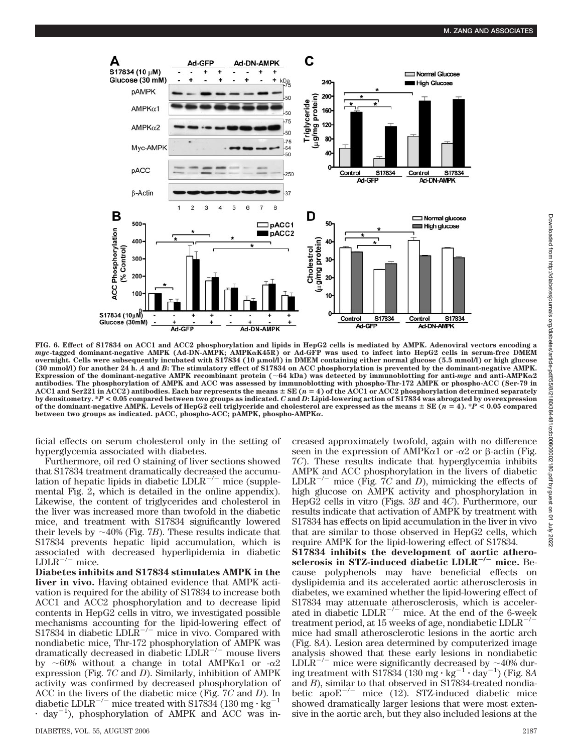**FIG. 6. Effect of S17834 on ACC1 and ACC2 phosphorylation and lipids in HepG2 cells is mediated by AMPK. Adenoviral vectors encoding a *myc*-tagged dominant-negative AMPK (Ad-DN-AMPK; AMPKαK45R) or Ad-GFP was used to infect into HepG2 cells in serum-free DMEM overnight. Cells were subsequently incubated with S17834 (10 μmol/l) in DMEM containing either normal glucose (5.5 mmol/l) or high glucose (30 mmol/l) for another 24 h. *A* and *B*: The stimulatory effect of S17834 on ACC phosphorylation is prevented by the dominant-negative AMPK. Expression of the dominant-negative AMPK recombinant protein (~64 kDa) was detected by immunoblotting for anti-*myc* and anti-AMPKα2 antibodies. The phosphorylation of AMPK and ACC was assessed by immunoblotting with phospho-Thr-172 AMPK or phospho-ACC (Ser-79 in ACC1 and Ser221 in ACC2) antibodies. Each bar represents the means ± SE ($n = 4$) of the ACC1 or ACC2 phosphorylation determined separately by densitometry. \*$P < 0.05$ compared between two groups as indicated. *C* and *D*: Lipid-lowering action of S17834 was abrogated by overexpression of the dominant-negative AMPK. Levels of HepG2 cell triglyceride and cholesterol are expressed as the means ± SE ($n = 4$). \*$P < 0.05$ compared between two groups as indicated. pACC, phospho-ACC; pAMPK, phospho-AMPKα.**

ficial effects on serum cholesterol only in the setting of hyperglycemia associated with diabetes.

Furthermore, oil red O staining of liver sections showed that S17834 treatment dramatically decreased the accumulation of hepatic lipids in diabetic $LDLR^{-/-}$ mice (supplemental Fig. 2, which is detailed in the online appendix). Likewise, the content of triglycerides and cholesterol in the liver was increased more than twofold in the diabetic mice, and treatment with S17834 significantly lowered their levels by ~40% (Fig. 7*B*). These results indicate that S17834 prevents hepatic lipid accumulation, which is associated with decreased hyperlipidemia in diabetic $LDLR^{-/-}$ mice.

**Diabetes inhibits and S17834 stimulates AMPK in the liver in vivo.** Having obtained evidence that AMPK activation is required for the ability of S17834 to increase both ACC1 and ACC2 phosphorylation and to decrease lipid contents in HepG2 cells in vitro, we investigated possible mechanisms accounting for the lipid-lowering effect of S17834 in diabetic $LDLR^{-/-}$ mice in vivo. Compared with nondiabetic mice, Thr-172 phosphorylation of AMPK was dramatically decreased in diabetic $LDLR^{-/-}$ mouse livers by ~60% without a change in total AMPKα1 or -α2 expression (Fig. 7*C* and *D*). Similarly, inhibition of AMPK activity was confirmed by decreased phosphorylation of ACC in the livers of the diabetic mice (Fig. 7*C* and *D*). In diabetic $LDLR^{-/-}$ mice treated with S17834 ($130\ mg \cdot kg^{-1} \cdot day^{-1}$), phosphorylation of AMPK and ACC was increased approximately twofold, again with no difference seen in the expression of AMPKα1 or -α2 or β-actin (Fig. 7*C*). These results indicate that hyperglycemia inhibits AMPK and ACC phosphorylation in the livers of diabetic $LDLR^{-/-}$ mice (Fig. 7*C* and *D*), mimicking the effects of high glucose on AMPK activity and phosphorylation in HepG2 cells in vitro (Figs. 3*B* and 4*C*). Furthermore, our results indicate that activation of AMPK by treatment with S17834 has effects on lipid accumulation in the liver in vivo that are similar to those observed in HepG2 cells, which require AMPK for the lipid-lowering effect of S17834.

**S17834 inhibits the development of aortic atherosclerosis in STZ-induced diabetic $LDLR^{-/-}$ mice.** Because polyphenols may have beneficial effects on dyslipidemia and its accelerated aortic atherosclerosis in diabetes, we examined whether the lipid-lowering effect of S17834 may attenuate atherosclerosis, which is accelerated in diabetic $LDLR^{-/-}$ mice. At the end of the 6-week treatment period, at 15 weeks of age, nondiabetic $LDLR^{-/-}$ mice had small atherosclerotic lesions in the aortic arch (Fig. 8*A*). Lesion area determined by computerized image analysis showed that these early lesions in nondiabetic $LDLR^{-/-}$ mice were significantly decreased by ~40% during treatment with S17834 ($130\ mg \cdot kg^{-1} \cdot day^{-1}$) (Fig. 8*A* and *B*), similar to that observed in S17834-treated nondiabetic $apoE^{-/-}$ mice (12). STZ-induced diabetic mice showed dramatically larger lesions that were most extensive in the aortic arch, but they also included lesions at the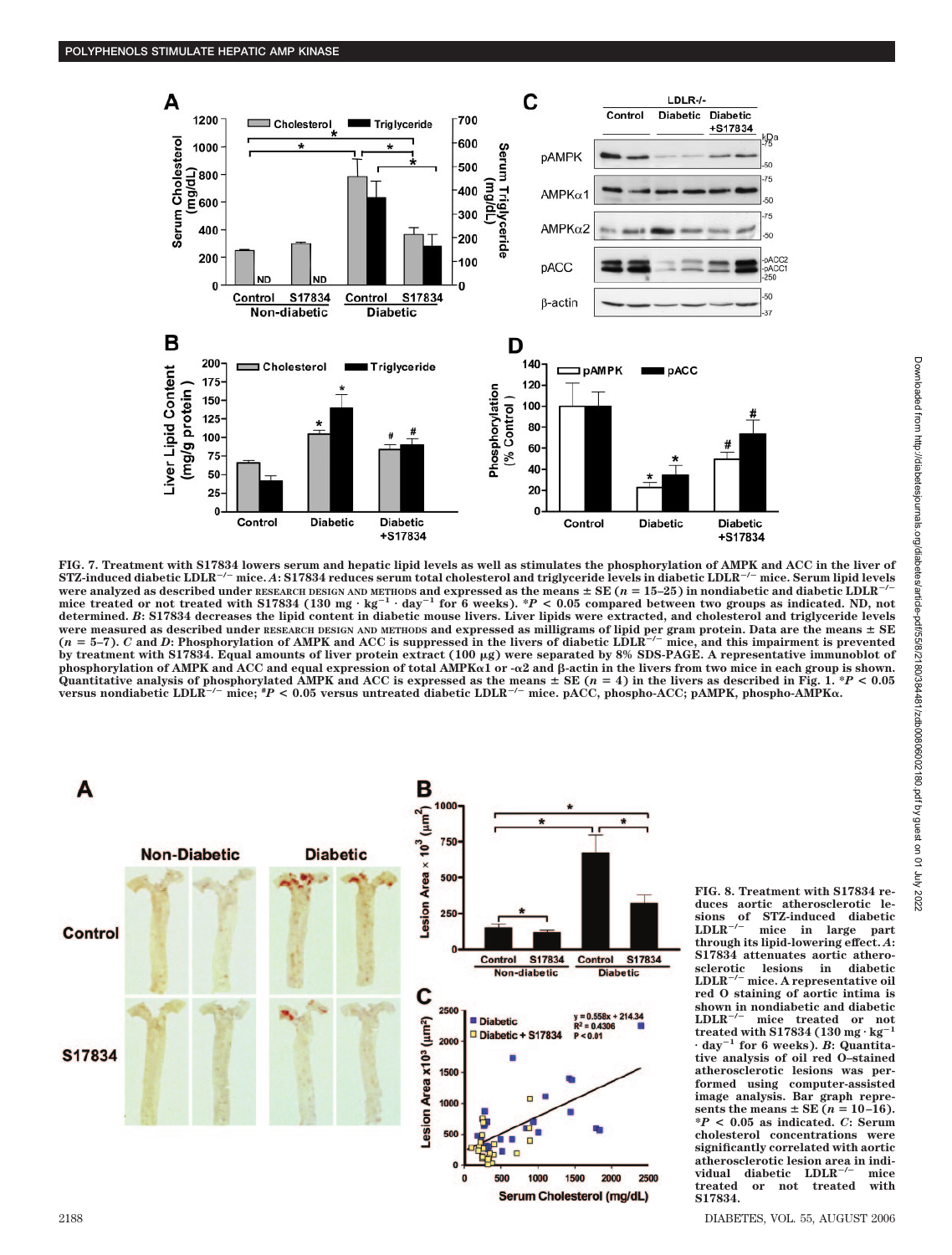FIG. 7. Treatment with S17834 lowers serum and hepatic lipid levels as well as stimulates the phosphorylation of AMPK and ACC in the liver of STZ-induced diabetic LDLR$^{-/-}$ mice. *A*: S17834 reduces serum total cholesterol and triglyceride levels in diabetic LDLR$^{-/-}$ mice. Serum lipid levels were analyzed as described under RESEARCH DESIGN AND METHODS and expressed as the means ± SE ($n$ = 15–25) in nondiabetic and diabetic LDLR$^{-/-}$ mice treated or not treated with S17834 (130 mg · kg$^{-1}$ · day$^{-1}$ for 6 weeks). *$P$ < 0.05 compared between two groups as indicated. ND, not determined. *B*: S17834 decreases the lipid content in diabetic mouse livers. Liver lipids were extracted, and cholesterol and triglyceride levels were measured as described under RESEARCH DESIGN AND METHODS and expressed as milligrams of lipid per gram protein. Data are the means ± SE ($n$ = 5–7). *C* and *D*: Phosphorylation of AMPK and ACC is suppressed in the livers of diabetic LDLR$^{-/-}$ mice, and this impairment is prevented by treatment with S17834. Equal amounts of liver protein extract (100 μg) were separated by 8% SDS-PAGE. A representative immunoblot of phosphorylation of AMPK and ACC and equal expression of total AMPKα1 or -α2 and β-actin in the livers from two mice in each group is shown. Quantitative analysis of phosphorylated AMPK and ACC is expressed as the means ± SE ($n$ = 4) in the livers as described in Fig. 1. *$P$ < 0.05 versus nondiabetic LDLR$^{-/-}$ mice; #$P$ < 0.05 versus untreated diabetic LDLR$^{-/-}$ mice. pACC, phospho-ACC; pAMPK, phospho-AMPKα.

FIG. 8. Treatment with S17834 reduces aortic atherosclerotic lesions of STZ-induced diabetic LDLR$^{-/-}$ mice in large part through its lipid-lowering effect. *A*: S17834 attenuates aortic atherosclerotic lesions in diabetic LDLR$^{-/-}$ mice. A representative oil red O staining of aortic intima is shown in nondiabetic and diabetic LDLR$^{-/-}$ mice treated or not treated with S17834 (130 mg · kg$^{-1}$ · day$^{-1}$ for 6 weeks). *B*: Quantitative analysis of oil red O–stained atherosclerotic lesions was performed using computer-assisted image analysis. The bar graph represents the means ± SE ($n$ = 10–16). *$P$ < 0.05 as indicated. *C*: Serum cholesterol concentrations were significantly correlated with aortic atherosclerotic lesion area in individual diabetic LDLR$^{-/-}$ mice treated or not treated with S17834.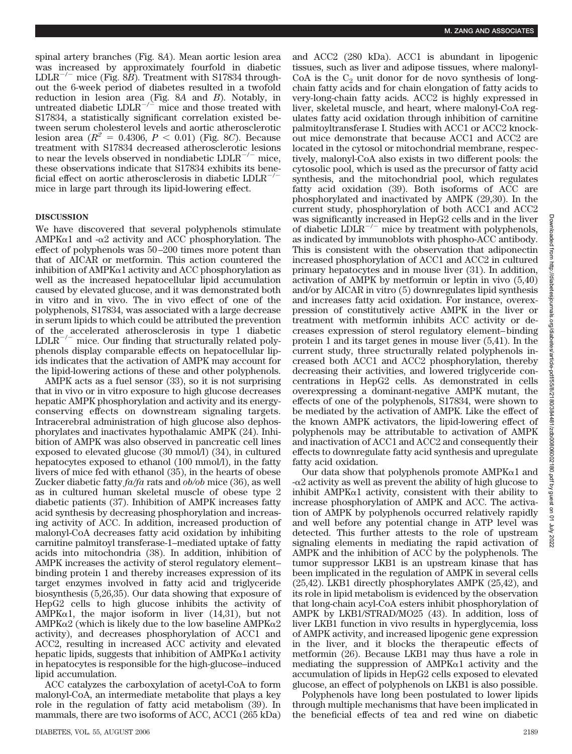spinal artery branches (Fig. 8*A*). Mean aortic lesion area was increased by approximately fourfold in diabetic LDLR$^{-/-}$ mice (Fig. 8*B*). Treatment with S17834 throughout the 6-week period of diabetes resulted in a twofold reduction in lesion area (Fig. 8*A* and *B*). Notably, in untreated diabetic LDLR$^{-/-}$ mice and those treated with S17834, a statistically significant correlation existed between serum cholesterol levels and aortic atherosclerotic lesion area ($R^2 = 0.4306$, $P < 0.01$) (Fig. 8*C*). Because treatment with S17834 decreased atherosclerotic lesions to near the levels observed in nondiabetic LDLR$^{-/-}$ mice, these observations indicate that S17834 exhibits its beneficial effect on aortic atherosclerosis in diabetic LDLR$^{-/-}$ mice in large part through its lipid-lowering effect.

## DISCUSSION

We have discovered that several polyphenols stimulate AMPKα1 and -α2 activity and ACC phosphorylation. The effect of polyphenols was 50–200 times more potent than that of AICAR or metformin. This action countered the inhibition of AMPKα1 activity and ACC phosphorylation as well as the increased hepatocellular lipid accumulation caused by elevated glucose, and it was demonstrated both in vitro and in vivo. The in vivo effect of one of the polyphenols, S17834, was associated with a large decrease in serum lipids to which could be attributed the prevention of the accelerated atherosclerosis in type 1 diabetic LDLR$^{-/-}$ mice. Our finding that structurally related polyphenols display comparable effects on hepatocellular lipids indicates that the activation of AMPK may account for the lipid-lowering actions of these and other polyphenols.

AMPK acts as a fuel sensor (33), so it is not surprising that in vivo or in vitro exposure to high glucose decreases hepatic AMPK phosphorylation and activity and its energy-conserving effects on downstream signaling targets. Intracerebral administration of high glucose also dephosphorylates and inactivates hypothalamic AMPK (24). Inhibition of AMPK was also observed in pancreatic cell lines exposed to elevated glucose (30 mmol/l) (34), in cultured hepatocytes exposed to ethanol (100 mmol/l), in the fatty livers of mice fed with ethanol (35), in the hearts of obese Zucker diabetic fatty *fa/fa* rats and *ob/ob* mice (36), as well as in cultured human skeletal muscle of obese type 2 diabetic patients (37). Inhibition of AMPK increases fatty acid synthesis by decreasing phosphorylation and increasing activity of ACC. In addition, increased production of malonyl-CoA decreases fatty acid oxidation by inhibiting carnitine palmitoyl transferase-1–mediated uptake of fatty acids into mitochondria (38). In addition, inhibition of AMPK increases the activity of sterol regulatory element–binding protein 1 and thereby increases expression of its target enzymes involved in fatty acid and triglyceride biosynthesis (5,26,35). Our data showing that exposure of HepG2 cells to high glucose inhibits the activity of AMPKα1, the major isoform in liver (14,31), but not AMPKα2 (which is likely due to the low baseline AMPKα2 activity), and decreases phosphorylation of ACC1 and ACC2, resulting in increased ACC activity and elevated hepatic lipids, suggests that inhibition of AMPKα1 activity in hepatocytes is responsible for the high-glucose–induced lipid accumulation.

ACC catalyzes the carboxylation of acetyl-CoA to form malonyl-CoA, an intermediate metabolite that plays a key role in the regulation of fatty acid metabolism (39). In mammals, there are two isoforms of ACC, ACC1 (265 kDa) and ACC2 (280 kDa). ACC1 is abundant in lipogenic tissues, such as liver and adipose tissues, where malonyl-CoA is the $C_2$ unit donor for de novo synthesis of long-chain fatty acids and for chain elongation of fatty acids to very-long-chain fatty acids. ACC2 is highly expressed in liver, skeletal muscle, and heart, where malonyl-CoA regulates fatty acid oxidation through inhibition of carnitine palmitoyltransferase I. Studies with ACC1 or ACC2 knockout mice demonstrate that because ACC1 and ACC2 are located in the cytosol or mitochondrial membrane, respectively, malonyl-CoA also exists in two different pools: the cytosolic pool, which is used as the precursor of fatty acid synthesis, and the mitochondrial pool, which regulates fatty acid oxidation (39). Both isoforms of ACC are phosphorylated and inactivated by AMPK (29,30). In the current study, phosphorylation of both ACC1 and ACC2 was significantly increased in HepG2 cells and in the liver of diabetic LDLR$^{-/-}$ mice by treatment with polyphenols, as indicated by immunoblots with phospho-ACC antibody. This is consistent with the observation that adiponectin increased phosphorylation of ACC1 and ACC2 in cultured primary hepatocytes and in mouse liver (31). In addition, activation of AMPK by metformin or leptin in vivo (5,40) and/or by AICAR in vitro (5) downregulates lipid synthesis and increases fatty acid oxidation. For instance, overexpression of constitutively active AMPK in the liver or treatment with metformin inhibits ACC activity or decreases expression of sterol regulatory element–binding protein 1 and its target genes in mouse liver (5,41). In the current study, three structurally related polyphenols increased both ACC1 and ACC2 phosphorylation, thereby decreasing their activities, and lowered triglyceride concentrations in HepG2 cells. As demonstrated in cells overexpressing a dominant-negative AMPK mutant, the effects of one of the polyphenols, S17834, were shown to be mediated by the activation of AMPK. Like the effect of the known AMPK activators, the lipid-lowering effect of polyphenols may be attributable to activation of AMPK and inactivation of ACC1 and ACC2 and consequently their effects to downregulate fatty acid synthesis and upregulate fatty acid oxidation.

Our data show that polyphenols promote AMPKα1 and -α2 activity as well as prevent the ability of high glucose to inhibit AMPKα1 activity, consistent with their ability to increase phosphorylation of AMPK and ACC. The activation of AMPK by polyphenols occurred relatively rapidly and well before any potential change in ATP level was detected. This further attests to the role of upstream signaling elements in mediating the rapid activation of AMPK and the inhibition of ACC by the polyphenols. The tumor suppressor LKB1 is an upstream kinase that has been implicated in the regulation of AMPK in several cells (25,42). LKB1 directly phosphorylates AMPK (25,42), and its role in lipid metabolism is evidenced by the observation that long-chain acyl-CoA esters inhibit phosphorylation of AMPK by LKB1/STRAD/MO25 (43). In addition, loss of liver LKB1 function in vivo results in hyperglycemia, loss of AMPK activity, and increased lipogenic gene expression in the liver, and it blocks the therapeutic effects of metformin (26). Because LKB1 may thus have a role in mediating the suppression of AMPKα1 activity and the accumulation of lipids in HepG2 cells exposed to elevated glucose, an effect of polyphenols on LKB1 is also possible.

Polyphenols have long been postulated to lower lipids through multiple mechanisms that have been implicated in the beneficial effects of tea and red wine on diabetic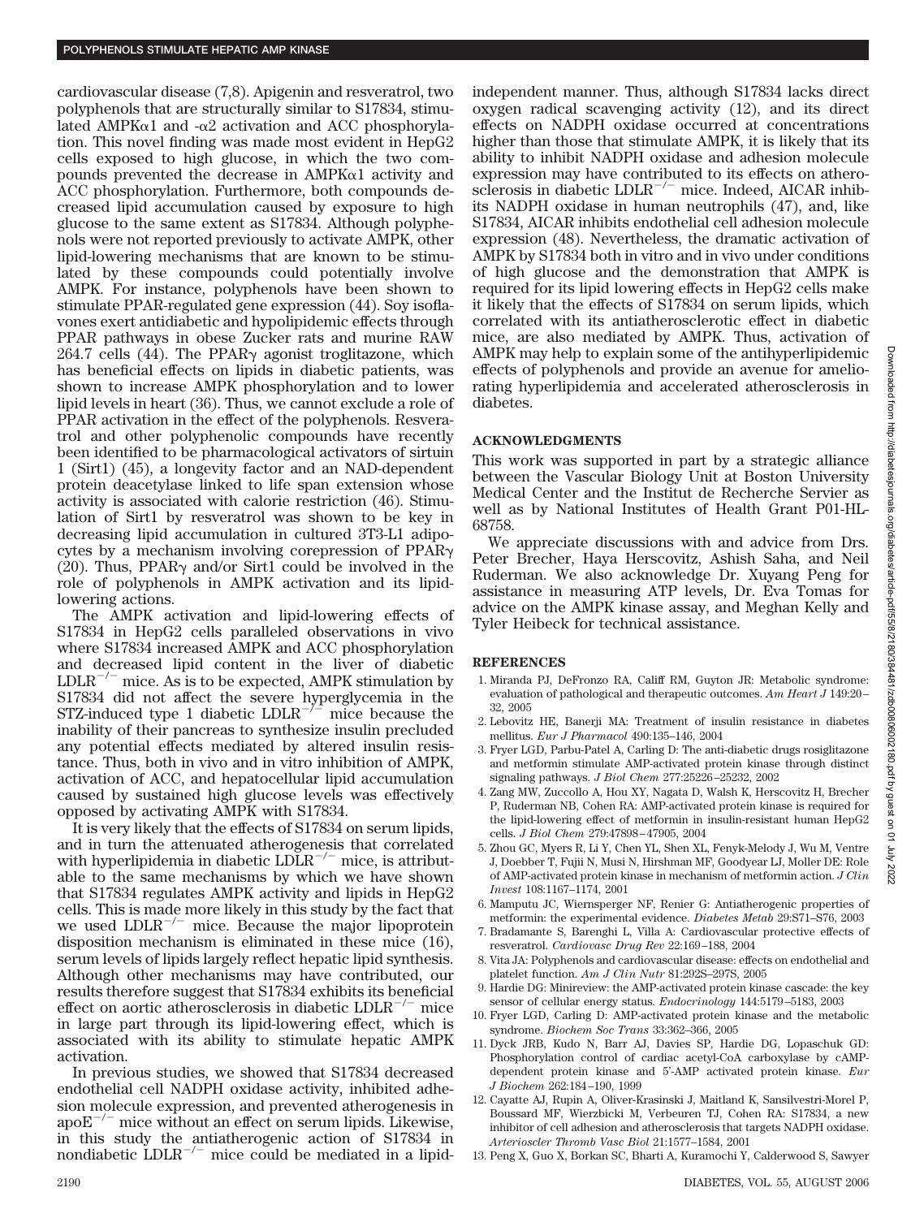cardiovascular disease (7,8). Apigenin and resveratrol, two polyphenols that are structurally similar to S17834, stimulated AMPK$\alpha$1 and -$\alpha$2 activation and ACC phosphorylation. This novel finding was made most evident in HepG2 cells exposed to high glucose, in which the two compounds prevented the decrease in AMPK$\alpha$1 activity and ACC phosphorylation. Furthermore, both compounds decreased lipid accumulation caused by exposure to high glucose to the same extent as S17834. Although polyphenols were not reported previously to activate AMPK, other lipid-lowering mechanisms that are known to be stimulated by these compounds could potentially involve AMPK. For instance, polyphenols have been shown to stimulate PPAR-regulated gene expression (44). Soy isoflavones exert antidiabetic and hypolipidemic effects through PPAR pathways in obese Zucker rats and murine RAW 264.7 cells (44). The PPAR$\gamma$ agonist troglitazone, which has beneficial effects on lipids in diabetic patients, was shown to increase AMPK phosphorylation and to lower lipid levels in heart (36). Thus, we cannot exclude a role of PPAR activation in the effect of the polyphenols. Resveratrol and other polyphenolic compounds have recently been identified to be pharmacological activators of sirtuin 1 (Sirt1) (45), a longevity factor and an NAD-dependent protein deacetylase linked to life span extension whose activity is associated with calorie restriction (46). Stimulation of Sirt1 by resveratrol was shown to be key in decreasing lipid accumulation in cultured 3T3-L1 adipocytes by a mechanism involving corepression of PPAR$\gamma$ (20). Thus, PPAR$\gamma$ and/or Sirt1 could be involved in the role of polyphenols in AMPK activation and its lipid-lowering actions.

The AMPK activation and lipid-lowering effects of S17834 in HepG2 cells paralleled observations in vivo where S17834 increased AMPK and ACC phosphorylation and decreased lipid content in the liver of diabetic LDLR$^{-/-}$ mice. As is to be expected, AMPK stimulation by S17834 did not affect the severe hyperglycemia in the STZ-induced type 1 diabetic LDLR$^{-/-}$ mice because the inability of their pancreas to synthesize insulin precluded any potential effects mediated by altered insulin resistance. Thus, both in vivo and in vitro inhibition of AMPK, activation of ACC, and hepatocellular lipid accumulation caused by sustained high glucose levels was effectively opposed by activating AMPK with S17834.

It is very likely that the effects of S17834 on serum lipids, and in turn the attenuated atherogenesis that correlated with hyperlipidemia in diabetic LDLR$^{-/-}$ mice, is attributable to the same mechanisms by which we have shown that S17834 regulates AMPK activity and lipids in HepG2 cells. This is made more likely in this study by the fact that we used LDLR$^{-/-}$ mice. Because the major lipoprotein disposition mechanism is eliminated in these mice (16), serum levels of lipids largely reflect hepatic lipid synthesis. Although other mechanisms may have contributed, our results therefore suggest that S17834 exhibits its beneficial effect on aortic atherosclerosis in diabetic LDLR$^{-/-}$ mice in large part through its lipid-lowering effect, which is associated with its ability to stimulate hepatic AMPK activation.

In previous studies, we showed that S17834 decreased endothelial cell NADPH oxidase activity, inhibited adhesion molecule expression, and prevented atherogenesis in apoE$^{-/-}$ mice without an effect on serum lipids. Likewise, in this study the antiatherogenic action of S17834 in nondiabetic LDLR$^{-/-}$ mice could be mediated in a lipid-independent manner. Thus, although S17834 lacks direct oxygen radical scavenging activity (12), and its direct effects on NADPH oxidase occurred at concentrations higher than those that stimulate AMPK, it is likely that its ability to inhibit NADPH oxidase and adhesion molecule expression may have contributed to its effects on atherosclerosis in diabetic LDLR$^{-/-}$ mice. Indeed, AICAR inhibits NADPH oxidase in human neutrophils (47), and, like S17834, AICAR inhibits endothelial cell adhesion molecule expression (48). Nevertheless, the dramatic activation of AMPK by S17834 both in vitro and in vivo under conditions of high glucose and the demonstration that AMPK is required for its lipid lowering effects in HepG2 cells make it likely that the effects of S17834 on serum lipids, which correlated with its antiatherosclerotic effect in diabetic mice, are also mediated by AMPK. Thus, activation of AMPK may help to explain some of the antihyperlipidemic effects of polyphenols and provide an avenue for ameliorating hyperlipidemia and accelerated atherosclerosis in diabetes.

## ACKNOWLEDGMENTS

This work was supported in part by a strategic alliance between the Vascular Biology Unit at Boston University Medical Center and the Institut de Recherche Servier as well as by National Institutes of Health Grant P01-HL-68758.

We appreciate discussions with and advice from Drs. Peter Brecher, Haya Herscovitz, Ashish Saha, and Neil Ruderman. We also acknowledge Dr. Xuyang Peng for assistance in measuring ATP levels, Dr. Eva Tomas for advice on the AMPK kinase assay, and Meghan Kelly and Tyler Heibeck for technical assistance.

## REFERENCES

1. Miranda PJ, DeFronzo RA, Califf RM, Guyton JR: Metabolic syndrome: evaluation of pathological and therapeutic outcomes. *Am Heart J* 149:20–32, 2005
2. Lebovitz HE, Banerji MA: Treatment of insulin resistance in diabetes mellitus. *Eur J Pharmacol* 490:135–146, 2004
3. Fryer LGD, Parbu-Patel A, Carling D: The anti-diabetic drugs rosiglitazone and metformin stimulate AMP-activated protein kinase through distinct signaling pathways. *J Biol Chem* 277:25226–25232, 2002
4. Zang MW, Zuccollo A, Hou XY, Nagata D, Walsh K, Herscovitz H, Brecher P, Ruderman NB, Cohen RA: AMP-activated protein kinase is required for the lipid-lowering effect of metformin in insulin-resistant human HepG2 cells. *J Biol Chem* 279:47898–47905, 2004
5. Zhou GC, Myers R, Li Y, Chen YL, Shen XL, Fenyk-Melody J, Wu M, Ventre J, Doebber T, Fujii N, Musi N, Hirshman MF, Goodyear LJ, Moller DE: Role of AMP-activated protein kinase in mechanism of metformin action. *J Clin Invest* 108:1167–1174, 2001
6. Mamputu JC, Wiernsperger NF, Renier G: Antiatherogenic properties of metformin: the experimental evidence. *Diabetes Metab* 29:S71–S76, 2003
7. Bradamante S, Barenghi L, Villa A: Cardiovascular protective effects of resveratrol. *Cardiovasc Drug Rev* 22:169–188, 2004
8. Vita JA: Polyphenols and cardiovascular disease: effects on endothelial and platelet function. *Am J Clin Nutr* 81:292S–297S, 2005
9. Hardie DG: Minireview: the AMP-activated protein kinase cascade: the key sensor of cellular energy status. *Endocrinology* 144:5179–5183, 2003
10. Fryer LGD, Carling D: AMP-activated protein kinase and the metabolic syndrome. *Biochem Soc Trans* 33:362–366, 2005
11. Dyck JRB, Kudo N, Barr AJ, Davies SP, Hardie DG, Lopaschuk GD: Phosphorylation control of cardiac acetyl-CoA carboxylase by cAMP-dependent protein kinase and 5′-AMP activated protein kinase. *Eur J Biochem* 262:184–190, 1999
12. Cayatte AJ, Rupin A, Oliver-Krasinski J, Maitland K, Sansilvestri-Morel P, Boussard MF, Wierzbicki M, Verbeuren TJ, Cohen RA: S17834, a new inhibitor of cell adhesion and atherosclerosis that targets NADPH oxidase. *Arterioscler Thromb Vasc Biol* 21:1577–1584, 2001
13. Peng X, Guo X, Borkan SC, Bharti A, Kuramochi Y, Calderwood S, Sawyer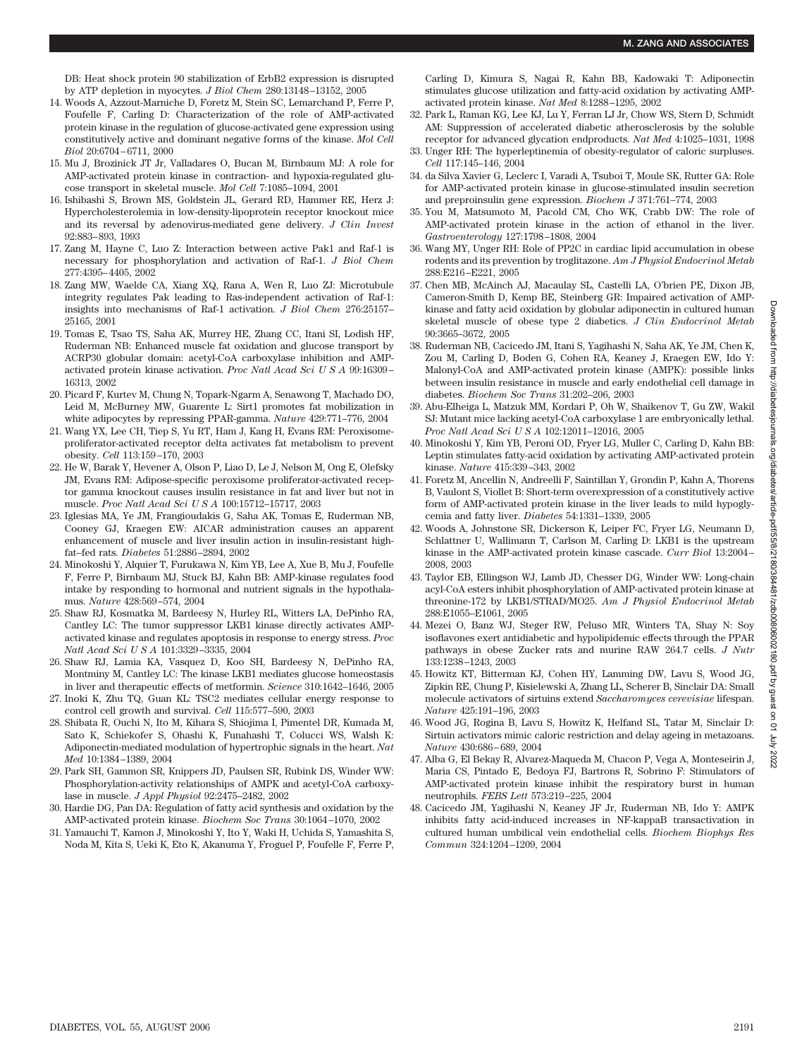DB: Heat shock protein 90 stabilization of ErbB2 expression is disrupted by ATP depletion in myocytes. *J Biol Chem* 280:13148–13152, 2005

14. Woods A, Azzout-Marniche D, Foretz M, Stein SC, Lemarchand P, Ferre P, Foufelle F, Carling D: Characterization of the role of AMP-activated protein kinase in the regulation of glucose-activated gene expression using constitutively active and dominant negative forms of the kinase. *Mol Cell Biol* 20:6704–6711, 2000
15. Mu J, Brozinick JT Jr, Valladares O, Bucan M, Birnbaum MJ: A role for AMP-activated protein kinase in contraction- and hypoxia-regulated glucose transport in skeletal muscle. *Mol Cell* 7:1085–1094, 2001
16. Ishibashi S, Brown MS, Goldstein JL, Gerard RD, Hammer RE, Herz J: Hypercholesterolemia in low-density-lipoprotein receptor knockout mice and its reversal by adenovirus-mediated gene delivery. *J Clin Invest* 92:883–893, 1993
17. Zang M, Hayne C, Luo Z: Interaction between active Pak1 and Raf-1 is necessary for phosphorylation and activation of Raf-1. *J Biol Chem* 277:4395–4405, 2002
18. Zang MW, Waelde CA, Xiang XQ, Rana A, Wen R, Luo ZJ: Microtubule integrity regulates Pak leading to Ras-independent activation of Raf-1: insights into mechanisms of Raf-1 activation. *J Biol Chem* 276:25157–25165, 2001
19. Tomas E, Tsao TS, Saha AK, Murrey HE, Zhang CC, Itani SI, Lodish HF, Ruderman NB: Enhanced muscle fat oxidation and glucose transport by ACRP30 globular domain: acetyl-CoA carboxylase inhibition and AMP-activated protein kinase activation. *Proc Natl Acad Sci U S A* 99:16309–16313, 2002
20. Picard F, Kurtev M, Chung N, Topark-Ngarm A, Senawong T, Machado DO, Leid M, McBurney MW, Guarente L: Sirt1 promotes fat mobilization in white adipocytes by repressing PPAR-gamma. *Nature* 429:771–776, 2004
21. Wang YX, Lee CH, Tiep S, Yu RT, Ham J, Kang H, Evans RM: Peroxisome-proliferator-activated receptor delta activates fat metabolism to prevent obesity. *Cell* 113:159–170, 2003
22. He W, Barak Y, Hevener A, Olson P, Liao D, Le J, Nelson M, Ong E, Olefsky JM, Evans RM: Adipose-specific peroxisome proliferator-activated receptor gamma knockout causes insulin resistance in fat and liver but not in muscle. *Proc Natl Acad Sci U S A* 100:15712–15717, 2003
23. Iglesias MA, Ye JM, Frangioudakis G, Saha AK, Tomas E, Ruderman NB, Cooney GJ, Kraegen EW: AICAR administration causes an apparent enhancement of muscle and liver insulin action in insulin-resistant high-fat–fed rats. *Diabetes* 51:2886–2894, 2002
24. Minokoshi Y, Alquier T, Furukawa N, Kim YB, Lee A, Xue B, Mu J, Foufelle F, Ferre P, Birnbaum MJ, Stuck BJ, Kahn BB: AMP-kinase regulates food intake by responding to hormonal and nutrient signals in the hypothalamus. *Nature* 428:569–574, 2004
25. Shaw RJ, Kosmatka M, Bardeesy N, Hurley RL, Witters LA, DePinho RA, Cantley LC: The tumor suppressor LKB1 kinase directly activates AMP-activated kinase and regulates apoptosis in response to energy stress. *Proc Natl Acad Sci U S A* 101:3329–3335, 2004
26. Shaw RJ, Lamia KA, Vasquez D, Koo SH, Bardeesy N, DePinho RA, Montminy M, Cantley LC: The kinase LKB1 mediates glucose homeostasis in liver and therapeutic effects of metformin. *Science* 310:1642–1646, 2005
27. Inoki K, Zhu TQ, Guan KL: TSC2 mediates cellular energy response to control cell growth and survival. *Cell* 115:577–590, 2003
28. Shibata R, Ouchi N, Ito M, Kihara S, Shiojima I, Pimentel DR, Kumada M, Sato K, Schiekofer S, Ohashi K, Funahashi T, Colucci WS, Walsh K: Adiponectin-mediated modulation of hypertrophic signals in the heart. *Nat Med* 10:1384–1389, 2004
29. Park SH, Gammon SR, Knippers JD, Paulsen SR, Rubink DS, Winder WW: Phosphorylation-activity relationships of AMPK and acetyl-CoA carboxylase in muscle. *J Appl Physiol* 92:2475–2482, 2002
30. Hardie DG, Pan DA: Regulation of fatty acid synthesis and oxidation by the AMP-activated protein kinase. *Biochem Soc Trans* 30:1064–1070, 2002
31. Yamauchi T, Kamon J, Minokoshi Y, Ito Y, Waki H, Uchida S, Yamashita S, Noda M, Kita S, Ueki K, Eto K, Akanuma Y, Froguel P, Foufelle F, Ferre P, Carling D, Kimura S, Nagai R, Kahn BB, Kadowaki T: Adiponectin stimulates glucose utilization and fatty-acid oxidation by activating AMP-activated protein kinase. *Nat Med* 8:1288–1295, 2002
32. Park L, Raman KG, Lee KJ, Lu Y, Ferran LJ Jr, Chow WS, Stern D, Schmidt AM: Suppression of accelerated diabetic atherosclerosis by the soluble receptor for advanced glycation endproducts. *Nat Med* 4:1025–1031, 1998
33. Unger RH: The hyperleptinemia of obesity-regulator of caloric surpluses. *Cell* 117:145–146, 2004
34. da Silva Xavier G, Leclerc I, Varadi A, Tsuboi T, Moule SK, Rutter GA: Role for AMP-activated protein kinase in glucose-stimulated insulin secretion and preproinsulin gene expression. *Biochem J* 371:761–774, 2003
35. You M, Matsumoto M, Pacold CM, Cho WK, Crabb DW: The role of AMP-activated protein kinase in the action of ethanol in the liver. *Gastroenterology* 127:1798–1808, 2004
36. Wang MY, Unger RH: Role of PP2C in cardiac lipid accumulation in obese rodents and its prevention by troglitazone. *Am J Physiol Endocrinol Metab* 288:E216–E221, 2005
37. Chen MB, McAinch AJ, Macaulay SL, Castelli LA, O'brien PE, Dixon JB, Cameron-Smith D, Kemp BE, Steinberg GR: Impaired activation of AMP-kinase and fatty acid oxidation by globular adiponectin in cultured human skeletal muscle of obese type 2 diabetics. *J Clin Endocrinol Metab* 90:3665–3672, 2005
38. Ruderman NB, Cacicedo JM, Itani S, Yagihashi N, Saha AK, Ye JM, Chen K, Zou M, Carling D, Boden G, Cohen RA, Keaney J, Kraegen EW, Ido Y: Malonyl-CoA and AMP-activated protein kinase (AMPK): possible links between insulin resistance in muscle and early endothelial cell damage in diabetes. *Biochem Soc Trans* 31:202–206, 2003
39. Abu-Elheiga L, Matzuk MM, Kordari P, Oh W, Shaikenov T, Gu ZW, Wakil SJ: Mutant mice lacking acetyl-CoA carboxylase 1 are embryonically lethal. *Proc Natl Acad Sci U S A* 102:12011–12016, 2005
40. Minokoshi Y, Kim YB, Peroni OD, Fryer LG, Muller C, Carling D, Kahn BB: Leptin stimulates fatty-acid oxidation by activating AMP-activated protein kinase. *Nature* 415:339–343, 2002
41. Foretz M, Ancellin N, Andreelli F, Saintillan Y, Grondin P, Kahn A, Thorens B, Vaulont S, Viollet B: Short-term overexpression of a constitutively active form of AMP-activated protein kinase in the liver leads to mild hypoglycemia and fatty liver. *Diabetes* 54:1331–1339, 2005
42. Woods A, Johnstone SR, Dickerson K, Leiper FC, Fryer LG, Neumann D, Schlattner U, Wallimann T, Carlson M, Carling D: LKB1 is the upstream kinase in the AMP-activated protein kinase cascade. *Curr Biol* 13:2004–2008, 2003
43. Taylor EB, Ellingson WJ, Lamb JD, Chesser DG, Winder WW: Long-chain acyl-CoA esters inhibit phosphorylation of AMP-activated protein kinase at threonine-172 by LKB1/STRAD/MO25. *Am J Physiol Endocrinol Metab* 288:E1055–E1061, 2005
44. Mezei O, Banz WJ, Steger RW, Peluso MR, Winters TA, Shay N: Soy isoflavones exert antidiabetic and hypolipidemic effects through the PPAR pathways in obese Zucker rats and murine RAW 264.7 cells. *J Nutr* 133:1238–1243, 2003
45. Howitz KT, Bitterman KJ, Cohen HY, Lamming DW, Lavu S, Wood JG, Zipkin RE, Chung P, Kisielewski A, Zhang LL, Scherer B, Sinclair DA: Small molecule activators of sirtuins extend *Saccharomyces cerevisiae* lifespan. *Nature* 425:191–196, 2003
46. Wood JG, Rogina B, Lavu S, Howitz K, Helfand SL, Tatar M, Sinclair D: Sirtuin activators mimic caloric restriction and delay ageing in metazoans. *Nature* 430:686–689, 2004
47. Alba G, El Bekay R, Alvarez-Maqueda M, Chacon P, Vega A, Monteseirin J, Maria CS, Pintado E, Bedoya FJ, Bartrons R, Sobrino F: Stimulators of AMP-activated protein kinase inhibit the respiratory burst in human neutrophils. *FEBS Lett* 573:219–225, 2004
48. Cacicedo JM, Yagihashi N, Keaney JF Jr, Ruderman NB, Ido Y: AMPK inhibits fatty acid-induced increases in NF-kappaB transactivation in cultured human umbilical vein endothelial cells. *Biochem Biophys Res Commun* 324:1204–1209, 2004